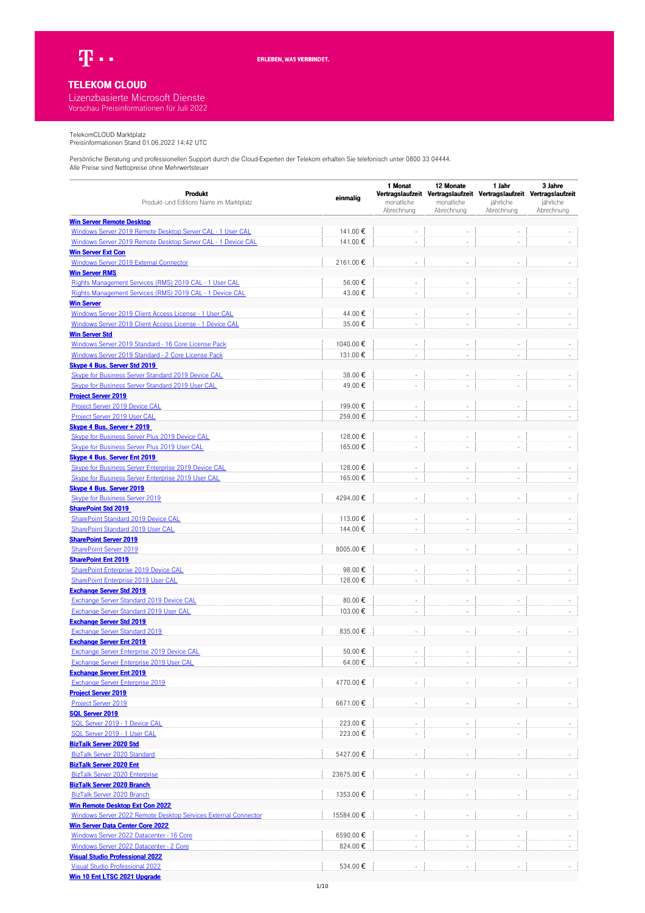ERLEBEN, WAS VERBINDET.

# TELEKOM CLOUD

## Lizenzbasierte Microsoft Dienste

Vorschau Preisinformationen für Juli 2022

TelekomCLOUD Marktplatz
Preisinformationen Stand 01.06.2022 14:42 UTC

Persönliche Beratung und professionellen Support durch die Cloud-Experten der Telekom erhalten Sie telefonisch unter 0800 33 04444.
Alle Preise sind Nettopreise ohne Mehrwertsteuer

| **Produkt** Produkt- und Editions Name im Marktplatz | **einmalig** | **1 Monat Vertragslaufzeit** monatliche Abrechnung | **12 Monate Vertragslaufzeit** monatliche Abrechnung | **1 Jahr Vertragslaufzeit** jährliche Abrechnung | **3 Jahre Vertragslaufzeit** jährliche Abrechnung |
|---|---|---|---|---|---|
| **Win Server Remote Desktop** | | | | | |
| Windows Server 2019 Remote Desktop Server CAL - 1 User CAL | 141.00 € | - | - | - | - |
| Windows Server 2019 Remote Desktop Server CAL - 1 Device CAL | 141.00 € | - | - | - | - |
| **Win Server Ext Con** | | | | | |
| Windows Server 2019 External Connector | 2161.00 € | - | - | - | - |
| **Win Server RMS** | | | | | |
| Rights Management Services (RMS) 2019 CAL - 1 User CAL | 56.00 € | - | - | - | - |
| Rights Management Services (RMS) 2019 CAL - 1 Device CAL | 43.00 € | - | - | - | - |
| **Win Server** | | | | | |
| Windows Server 2019 Client Access License - 1 User CAL | 44.00 € | - | - | - | - |
| Windows Server 2019 Client Access License - 1 Device CAL | 35.00 € | - | - | - | - |
| **Win Server Std** | | | | | |
| Windows Server 2019 Standard - 16 Core License Pack | 1040.00 € | - | - | - | - |
| Windows Server 2019 Standard - 2 Core License Pack | 131.00 € | - | - | - | - |
| **Skype 4 Bus. Server Std 2019** | | | | | |
| Skype for Business Server Standard 2019 Device CAL | 38.00 € | - | - | - | - |
| Skype for Business Server Standard 2019 User CAL | 49.00 € | - | - | - | - |
| **Project Server 2019** | | | | | |
| Project Server 2019 Device CAL | 199.00 € | - | - | - | - |
| Project Server 2019 User CAL | 259.00 € | - | - | - | - |
| **Skype 4 Bus. Server + 2019** | | | | | |
| Skype for Business Server Plus 2019 Device CAL | 128.00 € | - | - | - | - |
| Skype for Business Server Plus 2019 User CAL | 165.00 € | - | - | - | - |
| **Skype 4 Bus. Server Ent 2019** | | | | | |
| Skype for Business Server Enterprise 2019 Device CAL | 128.00 € | - | - | - | - |
| Skype for Business Server Enterprise 2019 User CAL | 165.00 € | - | - | - | - |
| **Skype 4 Bus. Server 2019** | | | | | |
| Skype for Business Server 2019 | 4294.00 € | - | - | - | - |
| **SharePoint Std 2019** | | | | | |
| SharePoint Standard 2019 Device CAL | 113.00 € | - | - | - | - |
| SharePoint Standard 2019 User CAL | 144.00 € | - | - | - | - |
| **SharePoint Server 2019** | | | | | |
| SharePoint Server 2019 | 8005.00 € | - | - | - | - |
| **SharePoint Ent 2019** | | | | | |
| SharePoint Enterprise 2019 Device CAL | 98.00 € | - | - | - | - |
| SharePoint Enterprise 2019 User CAL | 128.00 € | - | - | - | - |
| **Exchange Server Std 2019** | | | | | |
| Exchange Server Standard 2019 Device CAL | 80.00 € | - | - | - | - |
| Exchange Server Standard 2019 User CAL | 103.00 € | - | - | - | - |
| **Exchange Server Std 2019** | | | | | |
| Exchange Server Standard 2019 | 835.00 € | - | - | - | - |
| **Exchange Server Ent 2019** | | | | | |
| Exchange Server Enterprise 2019 Device CAL | 50.00 € | - | - | - | - |
| Exchange Server Enterprise 2019 User CAL | 64.00 € | - | - | - | - |
| **Exchange Server Ent 2019** | | | | | |
| Exchange Server Enterprise 2019 | 4770.00 € | - | - | - | - |
| **Project Server 2019** | | | | | |
| Project Server 2019 | 6671.00 € | - | - | - | - |
| **SQL Server 2019** | | | | | |
| SQL Server 2019 - 1 Device CAL | 223.00 € | - | - | - | - |
| SQL Server 2019 - 1 User CAL | 223.00 € | - | - | - | - |
| **BizTalk Server 2020 Std** | | | | | |
| BizTalk Server 2020 Standard | 5427.00 € | - | - | - | - |
| **BizTalk Server 2020 Ent** | | | | | |
| BizTalk Server 2020 Enterprise | 23675.00 € | - | - | - | - |
| **BizTalk Server 2020 Branch** | | | | | |
| BizTalk Server 2020 Branch | 1353.00 € | - | - | - | - |
| **Win Remote Desktop Ext Con 2022** | | | | | |
| Windows Server 2022 Remote Desktop Services External Connector | 15584.00 € | - | - | - | - |
| **Win Server Data Center Core 2022** | | | | | |
| Windows Server 2022 Datacenter - 16 Core | 6590.00 € | - | - | - | - |
| Windows Server 2022 Datacenter - 2 Core | 824.00 € | - | - | - | - |
| **Visual Studio Professional 2022** | | | | | |
| Visual Studio Professional 2022 | 534.00 € | - | - | - | - |
| **Win 10 Ent LTSC 2021 Upgrade** | | | | | |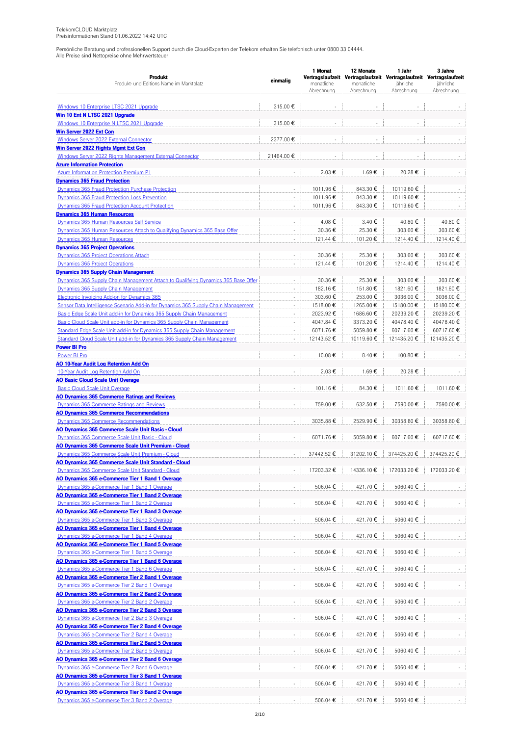TelekomCLOUD Marktplatz
Preisinformationen Stand 01.06.2022 14:42 UTC

Persönliche Beratung und professionellen Support durch die Cloud-Experten der Telekom erhalten Sie telefonisch unter 0800 33 04444.
Alle Preise sind Nettopreise ohne Mehrwertsteuer

| **Produkt** Produkt- und Editions Name im Marktplatz | **einmalig** | **1 Monat Vertragslaufzeit** monatliche Abrechnung | **12 Monate Vertragslaufzeit** monatliche Abrechnung | **1 Jahr Vertragslaufzeit** jährliche Abrechnung | **3 Jahre Vertragslaufzeit** jährliche Abrechnung |
|---|---|---|---|---|---|
| Windows 10 Enterprise LTSC 2021 Upgrade | 315.00 € | - | - | - | - |
| **Win 10 Ent N LTSC 2021 Upgrade** | | | | | |
| Windows 10 Enterprise N LTSC 2021 Upgrade | 315.00 € | - | - | - | - |
| **Win Server 2022 Ext Con** | | | | | |
| Windows Server 2022 External Connector | 2377.00 € | - | - | - | - |
| **Win Server 2022 Rights Mgmt Ext Con** | | | | | |
| Windows Server 2022 Rights Management External Connector | 21464.00 € | - | - | - | - |
| **Azure Information Protection** | | | | | |
| Azure Information Protection Premium P1 | - | 2.03 € | 1.69 € | 20.28 € | - |
| **Dynamics 365 Fraud Protection** | | | | | |
| Dynamics 365 Fraud Protection Purchase Protection | - | 1011.96 € | 843.30 € | 10119.60 € | - |
| Dynamics 365 Fraud Protection Loss Prevention | - | 1011.96 € | 843.30 € | 10119.60 € | - |
| Dynamics 365 Fraud Protection Account Protection | - | 1011.96 € | 843.30 € | 10119.60 € | - |
| **Dynamics 365 Human Resources** | | | | | |
| Dynamics 365 Human Resources Self Service | - | 4.08 € | 3.40 € | 40.80 € | 40.80 € |
| Dynamics 365 Human Resources Attach to Qualifying Dynamics 365 Base Offer | - | 30.36 € | 25.30 € | 303.60 € | 303.60 € |
| Dynamics 365 Human Resources | - | 121.44 € | 101.20 € | 1214.40 € | 1214.40 € |
| **Dynamics 365 Project Operations** | | | | | |
| Dynamics 365 Project Operations Attach | - | 30.36 € | 25.30 € | 303.60 € | 303.60 € |
| Dynamics 365 Project Operations | - | 121.44 € | 101.20 € | 1214.40 € | 1214.40 € |
| **Dynamics 365 Supply Chain Management** | | | | | |
| Dynamics 365 Supply Chain Management Attach to Qualifying Dynamics 365 Base Offer | - | 30.36 € | 25.30 € | 303.60 € | 303.60 € |
| Dynamics 365 Supply Chain Management | - | 182.16 € | 151.80 € | 1821.60 € | 1821.60 € |
| Electronic Invoicing Add-on for Dynamics 365 | - | 303.60 € | 253.00 € | 3036.00 € | 3036.00 € |
| Sensor Data Intelligence Scenario Add-in for Dynamics 365 Supply Chain Management | - | 1518.00 € | 1265.00 € | 15180.00 € | 15180.00 € |
| Basic Edge Scale Unit add-in for Dynamics 365 Supply Chain Management | - | 2023.92 € | 1686.60 € | 20239.20 € | 20239.20 € |
| Basic Cloud Scale Unit add-in for Dynamics 365 Supply Chain Management | - | 4047.84 € | 3373.20 € | 40478.40 € | 40478.40 € |
| Standard Edge Scale Unit add-in for Dynamics 365 Supply Chain Management | - | 6071.76 € | 5059.80 € | 60717.60 € | 60717.60 € |
| Standard Cloud Scale Unit add-in for Dynamics 365 Supply Chain Management | - | 12143.52 € | 10119.60 € | 121435.20 € | 121435.20 € |
| **Power BI Pro** | | | | | |
| Power BI Pro | - | 10.08 € | 8.40 € | 100.80 € | - |
| **AO 10-Year Audit Log Retention Add On** | | | | | |
| 10-Year Audit Log Retention Add On | - | 2.03 € | 1.69 € | 20.28 € | - |
| **AO Basic Cloud Scale Unit Overage** | | | | | |
| Basic Cloud Scale Unit Overage | - | 101.16 € | 84.30 € | 1011.60 € | 1011.60 € |
| **AO Dynamics 365 Commerce Ratings and Reviews** | | | | | |
| Dynamics 365 Commerce Ratings and Reviews | - | 759.00 € | 632.50 € | 7590.00 € | 7590.00 € |
| **AO Dynamics 365 Commerce Recommendations** | | | | | |
| Dynamics 365 Commerce Recommendations | - | 3035.88 € | 2529.90 € | 30358.80 € | 30358.80 € |
| **AO Dynamics 365 Commerce Scale Unit Basic - Cloud** | | | | | |
| Dynamics 365 Commerce Scale Unit Basic - Cloud | - | 6071.76 € | 5059.80 € | 60717.60 € | 60717.60 € |
| **AO Dynamics 365 Commerce Scale Unit Premium - Cloud** | | | | | |
| Dynamics 365 Commerce Scale Unit Premium - Cloud | - | 37442.52 € | 31202.10 € | 374425.20 € | 374425.20 € |
| **AO Dynamics 365 Commerce Scale Unit Standard - Cloud** | | | | | |
| Dynamics 365 Commerce Scale Unit Standard - Cloud | - | 17203.32 € | 14336.10 € | 172033.20 € | 172033.20 € |
| **AO Dynamics 365 e-Commerce Tier 1 Band 1 Overage** | | | | | |
| Dynamics 365 e-Commerce Tier 1 Band 1 Overage | - | 506.04 € | 421.70 € | 5060.40 € | - |
| **AO Dynamics 365 e-Commerce Tier 1 Band 2 Overage** | | | | | |
| Dynamics 365 e-Commerce Tier 1 Band 2 Overage | - | 506.04 € | 421.70 € | 5060.40 € | - |
| **AO Dynamics 365 e-Commerce Tier 1 Band 3 Overage** | | | | | |
| Dynamics 365 e-Commerce Tier 1 Band 3 Overage | - | 506.04 € | 421.70 € | 5060.40 € | - |
| **AO Dynamics 365 e-Commerce Tier 1 Band 4 Overage** | | | | | |
| Dynamics 365 e-Commerce Tier 1 Band 4 Overage | - | 506.04 € | 421.70 € | 5060.40 € | - |
| **AO Dynamics 365 e-Commerce Tier 1 Band 5 Overage** | | | | | |
| Dynamics 365 e-Commerce Tier 1 Band 5 Overage | - | 506.04 € | 421.70 € | 5060.40 € | - |
| **AO Dynamics 365 e-Commerce Tier 1 Band 6 Overage** | | | | | |
| Dynamics 365 e-Commerce Tier 1 Band 6 Overage | - | 506.04 € | 421.70 € | 5060.40 € | - |
| **AO Dynamics 365 e-Commerce Tier 2 Band 1 Overage** | | | | | |
| Dynamics 365 e-Commerce Tier 2 Band 1 Overage | - | 506.04 € | 421.70 € | 5060.40 € | - |
| **AO Dynamics 365 e-Commerce Tier 2 Band 2 Overage** | | | | | |
| Dynamics 365 e-Commerce Tier 2 Band 2 Overage | - | 506.04 € | 421.70 € | 5060.40 € | - |
| **AO Dynamics 365 e-Commerce Tier 2 Band 3 Overage** | | | | | |
| Dynamics 365 e-Commerce Tier 2 Band 3 Overage | - | 506.04 € | 421.70 € | 5060.40 € | - |
| **AO Dynamics 365 e-Commerce Tier 2 Band 4 Overage** | | | | | |
| Dynamics 365 e-Commerce Tier 2 Band 4 Overage | - | 506.04 € | 421.70 € | 5060.40 € | - |
| **AO Dynamics 365 e-Commerce Tier 2 Band 5 Overage** | | | | | |
| Dynamics 365 e-Commerce Tier 2 Band 5 Overage | - | 506.04 € | 421.70 € | 5060.40 € | - |
| **AO Dynamics 365 e-Commerce Tier 2 Band 6 Overage** | | | | | |
| Dynamics 365 e-Commerce Tier 2 Band 6 Overage | - | 506.04 € | 421.70 € | 5060.40 € | - |
| **AO Dynamics 365 e-Commerce Tier 3 Band 1 Overage** | | | | | |
| Dynamics 365 e-Commerce Tier 3 Band 1 Overage | - | 506.04 € | 421.70 € | 5060.40 € | - |
| **AO Dynamics 365 e-Commerce Tier 3 Band 2 Overage** | | | | | |
| Dynamics 365 e-Commerce Tier 3 Band 2 Overage | - | 506.04 € | 421.70 € | 5060.40 € | - |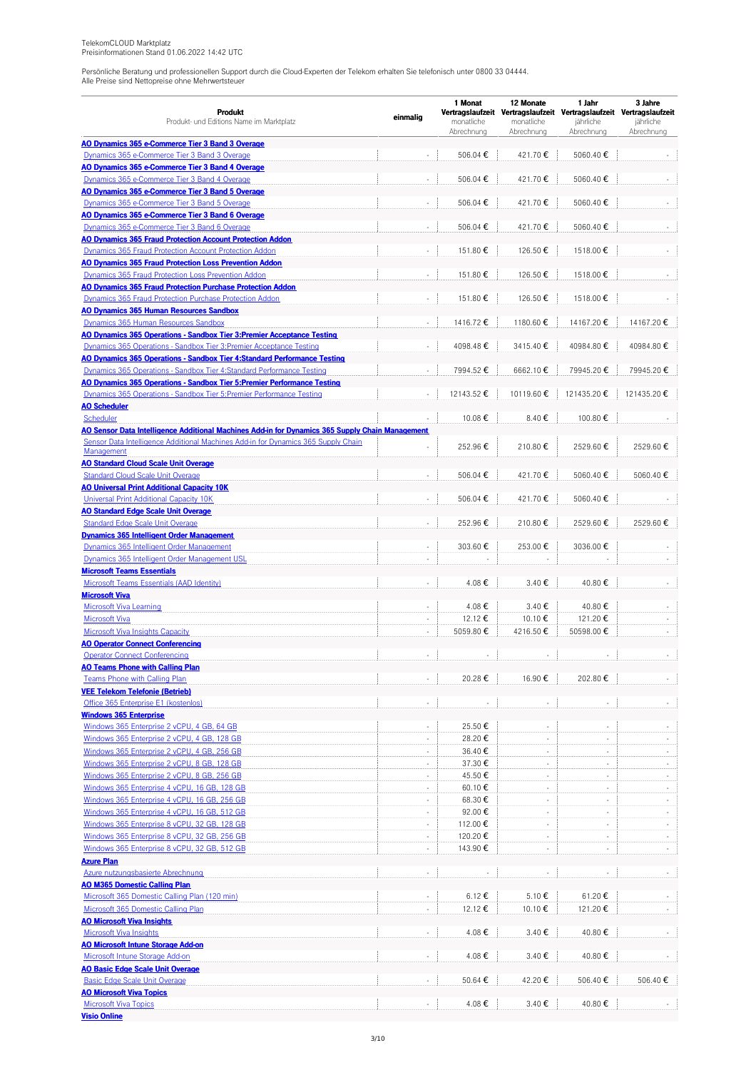TelekomCLOUD Marktplatz
Preisinformationen Stand 01.06.2022 14:42 UTC

Persönliche Beratung und professionellen Support durch die Cloud-Experten der Telekom erhalten Sie telefonisch unter 0800 33 04444.
Alle Preise sind Nettopreise ohne Mehrwertsteuer

| **Produkt** Produkt- und Editions Name im Marktplatz | **einmalig** | **1 Monat Vertragslaufzeit** monatliche Abrechnung | **12 Monate Vertragslaufzeit** monatliche Abrechnung | **1 Jahr Vertragslaufzeit** jährliche Abrechnung | **3 Jahre Vertragslaufzeit** jährliche Abrechnung |
|---|---|---|---|---|---|
| **AO Dynamics 365 e-Commerce Tier 3 Band 3 Overage** | | | | | |
| Dynamics 365 e-Commerce Tier 3 Band 3 Overage | - | 506.04 € | 421.70 € | 5060.40 € | - |
| **AO Dynamics 365 e-Commerce Tier 3 Band 4 Overage** | | | | | |
| Dynamics 365 e-Commerce Tier 3 Band 4 Overage | - | 506.04 € | 421.70 € | 5060.40 € | - |
| **AO Dynamics 365 e-Commerce Tier 3 Band 5 Overage** | | | | | |
| Dynamics 365 e-Commerce Tier 3 Band 5 Overage | - | 506.04 € | 421.70 € | 5060.40 € | - |
| **AO Dynamics 365 e-Commerce Tier 3 Band 6 Overage** | | | | | |
| Dynamics 365 e-Commerce Tier 3 Band 6 Overage | - | 506.04 € | 421.70 € | 5060.40 € | - |
| **AO Dynamics 365 Fraud Protection Account Protection Addon** | | | | | |
| Dynamics 365 Fraud Protection Account Protection Addon | - | 151.80 € | 126.50 € | 1518.00 € | - |
| **AO Dynamics 365 Fraud Protection Loss Prevention Addon** | | | | | |
| Dynamics 365 Fraud Protection Loss Prevention Addon | - | 151.80 € | 126.50 € | 1518.00 € | - |
| **AO Dynamics 365 Fraud Protection Purchase Protection Addon** | | | | | |
| Dynamics 365 Fraud Protection Purchase Protection Addon | - | 151.80 € | 126.50 € | 1518.00 € | - |
| **AO Dynamics 365 Human Resources Sandbox** | | | | | |
| Dynamics 365 Human Resources Sandbox | - | 1416.72 € | 1180.60 € | 14167.20 € | 14167.20 € |
| **AO Dynamics 365 Operations - Sandbox Tier 3:Premier Acceptance Testing** | | | | | |
| Dynamics 365 Operations - Sandbox Tier 3:Premier Acceptance Testing | - | 4098.48 € | 3415.40 € | 40984.80 € | 40984.80 € |
| **AO Dynamics 365 Operations - Sandbox Tier 4:Standard Performance Testing** | | | | | |
| Dynamics 365 Operations - Sandbox Tier 4:Standard Performance Testing | - | 7994.52 € | 6662.10 € | 79945.20 € | 79945.20 € |
| **AO Dynamics 365 Operations - Sandbox Tier 5:Premier Performance Testing** | | | | | |
| Dynamics 365 Operations - Sandbox Tier 5:Premier Performance Testing | - | 12143.52 € | 10119.60 € | 121435.20 € | 121435.20 € |
| **AO Scheduler** | | | | | |
| Scheduler | - | 10.08 € | 8.40 € | 100.80 € | - |
| **AO Sensor Data Intelligence Additional Machines Add-in for Dynamics 365 Supply Chain Management** | | | | | |
| Sensor Data Intelligence Additional Machines Add-in for Dynamics 365 Supply Chain Management | - | 252.96 € | 210.80 € | 2529.60 € | 2529.60 € |
| **AO Standard Cloud Scale Unit Overage** | | | | | |
| Standard Cloud Scale Unit Overage | - | 506.04 € | 421.70 € | 5060.40 € | 5060.40 € |
| **AO Universal Print Additional Capacity 10K** | | | | | |
| Universal Print Additional Capacity 10K | - | 506.04 € | 421.70 € | 5060.40 € | - |
| **AO Standard Edge Scale Unit Overage** | | | | | |
| Standard Edge Scale Unit Overage | - | 252.96 € | 210.80 € | 2529.60 € | 2529.60 € |
| **Dynamics 365 Intelligent Order Management** | | | | | |
| Dynamics 365 Intelligent Order Management | - | 303.60 € | 253.00 € | 3036.00 € | - |
| Dynamics 365 Intelligent Order Management USL | - | - | - | - | - |
| **Microsoft Teams Essentials** | | | | | |
| Microsoft Teams Essentials (AAD Identity) | - | 4.08 € | 3.40 € | 40.80 € | - |
| **Microsoft Viva** | | | | | |
| Microsoft Viva Learning | - | 4.08 € | 3.40 € | 40.80 € | - |
| Microsoft Viva | - | 12.12 € | 10.10 € | 121.20 € | - |
| Microsoft Viva Insights Capacity | - | 5059.80 € | 4216.50 € | 50598.00 € | - |
| **AO Operator Connect Conferencing** | | | | | |
| Operator Connect Conferencing | - | - | - | - | - |
| **AO Teams Phone with Calling Plan** | | | | | |
| Teams Phone with Calling Plan | - | 20.28 € | 16.90 € | 202.80 € | - |
| **VEE Telekom Telefonie (Betrieb)** | | | | | |
| Office 365 Enterprise E1 (kostenlos) | - | - | - | - | - |
| **Windows 365 Enterprise** | | | | | |
| Windows 365 Enterprise 2 vCPU, 4 GB, 64 GB | - | 25.50 € | - | - | - |
| Windows 365 Enterprise 2 vCPU, 4 GB, 128 GB | - | 28.20 € | - | - | - |
| Windows 365 Enterprise 2 vCPU, 4 GB, 256 GB | - | 36.40 € | - | - | - |
| Windows 365 Enterprise 2 vCPU, 8 GB, 128 GB | - | 37.30 € | - | - | - |
| Windows 365 Enterprise 2 vCPU, 8 GB, 256 GB | - | 45.50 € | - | - | - |
| Windows 365 Enterprise 4 vCPU, 16 GB, 128 GB | - | 60.10 € | - | - | - |
| Windows 365 Enterprise 4 vCPU, 16 GB, 256 GB | - | 68.30 € | - | - | - |
| Windows 365 Enterprise 4 vCPU, 16 GB, 512 GB | - | 92.00 € | - | - | - |
| Windows 365 Enterprise 8 vCPU, 32 GB, 128 GB | - | 112.00 € | - | - | - |
| Windows 365 Enterprise 8 vCPU, 32 GB, 256 GB | - | 120.20 € | - | - | - |
| Windows 365 Enterprise 8 vCPU, 32 GB, 512 GB | - | 143.90 € | - | - | - |
| **Azure Plan** | | | | | |
| Azure nutzungsbasierte Abrechnung | - | - | - | - | - |
| **AO M365 Domestic Calling Plan** | | | | | |
| Microsoft 365 Domestic Calling Plan (120 min) | - | 6.12 € | 5.10 € | 61.20 € | - |
| Microsoft 365 Domestic Calling Plan | - | 12.12 € | 10.10 € | 121.20 € | - |
| **AO Microsoft Viva Insights** | | | | | |
| Microsoft Viva Insights | - | 4.08 € | 3.40 € | 40.80 € | - |
| **AO Microsoft Intune Storage Add-on** | | | | | |
| Microsoft Intune Storage Add-on | - | 4.08 € | 3.40 € | 40.80 € | - |
| **AO Basic Edge Scale Unit Overage** | | | | | |
| Basic Edge Scale Unit Overage | - | 50.64 € | 42.20 € | 506.40 € | 506.40 € |
| **AO Microsoft Viva Topics** | | | | | |
| Microsoft Viva Topics | - | 4.08 € | 3.40 € | 40.80 € | - |
| **Visio Online** | | | | | |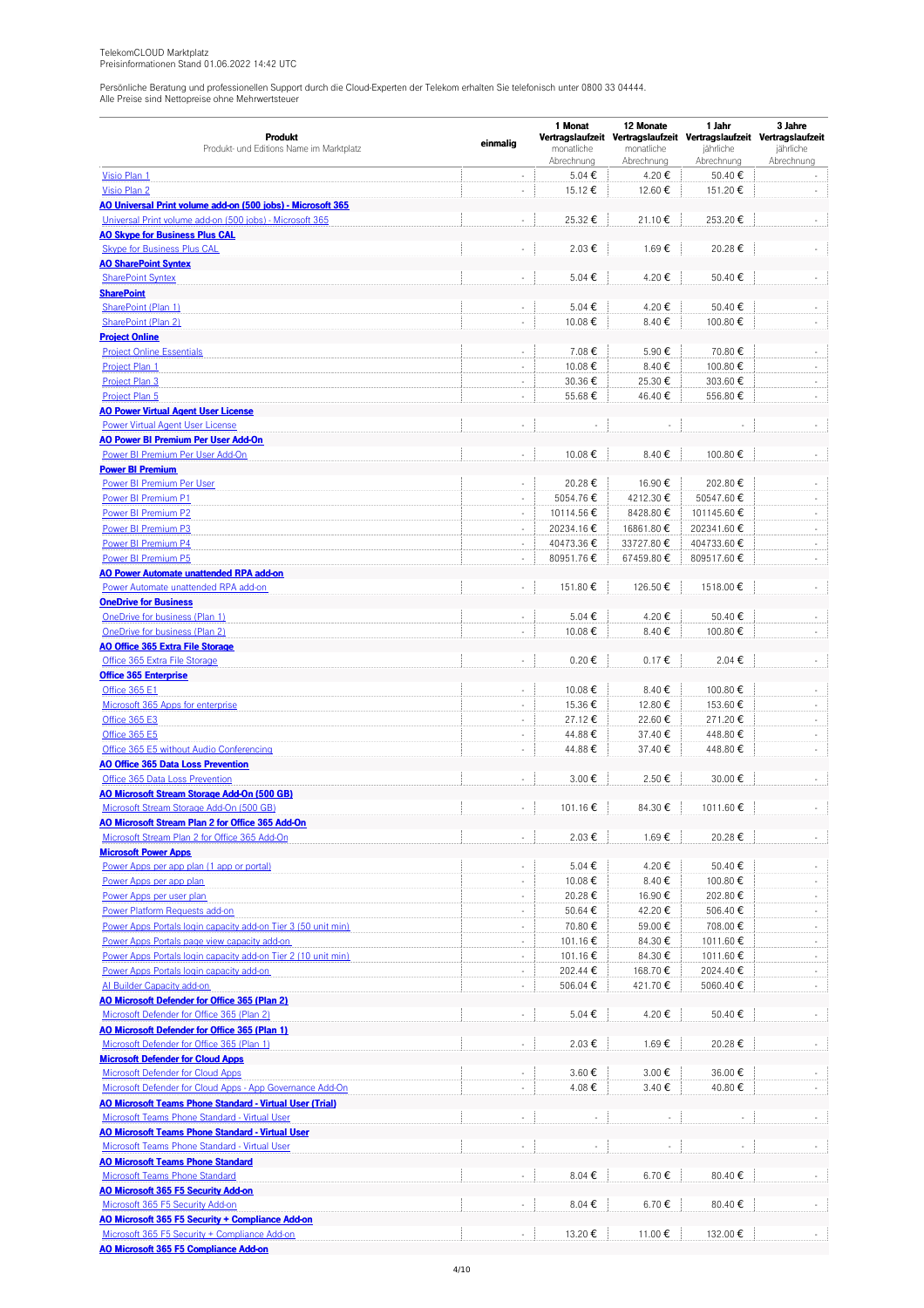TelekomCLOUD Marktplatz
Preisinformationen Stand 01.06.2022 14:42 UTC

Persönliche Beratung und professionellen Support durch die Cloud-Experten der Telekom erhalten Sie telefonisch unter 0800 33 04444.
Alle Preise sind Nettopreise ohne Mehrwertsteuer

| **Produkt** Produkt- und Editions Name im Marktplatz | **einmalig** | **1 Monat Vertragslaufzeit** monatliche Abrechnung | **12 Monate Vertragslaufzeit** monatliche Abrechnung | **1 Jahr Vertragslaufzeit** jährliche Abrechnung | **3 Jahre Vertragslaufzeit** jährliche Abrechnung |
|---|---|---|---|---|---|
| Visio Plan 1 | - | 5.04 € | 4.20 € | 50.40 € | - |
| Visio Plan 2 | - | 15.12 € | 12.60 € | 151.20 € | - |
| **AO Universal Print volume add-on (500 jobs) - Microsoft 365** | | | | | |
| Universal Print volume add-on (500 jobs) - Microsoft 365 | - | 25.32 € | 21.10 € | 253.20 € | - |
| **AO Skype for Business Plus CAL** | | | | | |
| Skype for Business Plus CAL | - | 2.03 € | 1.69 € | 20.28 € | - |
| **AO SharePoint Syntex** | | | | | |
| SharePoint Syntex | - | 5.04 € | 4.20 € | 50.40 € | - |
| **SharePoint** | | | | | |
| SharePoint (Plan 1) | - | 5.04 € | 4.20 € | 50.40 € | - |
| SharePoint (Plan 2) | - | 10.08 € | 8.40 € | 100.80 € | - |
| **Project Online** | | | | | |
| Project Online Essentials | - | 7.08 € | 5.90 € | 70.80 € | - |
| Project Plan 1 | - | 10.08 € | 8.40 € | 100.80 € | - |
| Project Plan 3 | - | 30.36 € | 25.30 € | 303.60 € | - |
| Project Plan 5 | - | 55.68 € | 46.40 € | 556.80 € | - |
| **AO Power Virtual Agent User License** | | | | | |
| Power Virtual Agent User License | - | - | - | - | - |
| **AO Power BI Premium Per User Add-On** | | | | | |
| Power BI Premium Per User Add-On | - | 10.08 € | 8.40 € | 100.80 € | - |
| **Power BI Premium** | | | | | |
| Power BI Premium Per User | - | 20.28 € | 16.90 € | 202.80 € | - |
| Power BI Premium P1 | - | 5054.76 € | 4212.30 € | 50547.60 € | - |
| Power BI Premium P2 | - | 10114.56 € | 8428.80 € | 101145.60 € | - |
| Power BI Premium P3 | - | 20234.16 € | 16861.80 € | 202341.60 € | - |
| Power BI Premium P4 | - | 40473.36 € | 33727.80 € | 404733.60 € | - |
| Power BI Premium P5 | - | 80951.76 € | 67459.80 € | 809517.60 € | - |
| **AO Power Automate unattended RPA add-on** | | | | | |
| Power Automate unattended RPA add-on | - | 151.80 € | 126.50 € | 1518.00 € | - |
| **OneDrive for Business** | | | | | |
| OneDrive for business (Plan 1) | - | 5.04 € | 4.20 € | 50.40 € | - |
| OneDrive for business (Plan 2) | - | 10.08 € | 8.40 € | 100.80 € | - |
| **AO Office 365 Extra File Storage** | | | | | |
| Office 365 Extra File Storage | - | 0.20 € | 0.17 € | 2.04 € | - |
| **Office 365 Enterprise** | | | | | |
| Office 365 E1 | - | 10.08 € | 8.40 € | 100.80 € | - |
| Microsoft 365 Apps for enterprise | - | 15.36 € | 12.80 € | 153.60 € | - |
| Office 365 E3 | - | 27.12 € | 22.60 € | 271.20 € | - |
| Office 365 E5 | - | 44.88 € | 37.40 € | 448.80 € | - |
| Office 365 E5 without Audio Conferencing | - | 44.88 € | 37.40 € | 448.80 € | - |
| **AO Office 365 Data Loss Prevention** | | | | | |
| Office 365 Data Loss Prevention | - | 3.00 € | 2.50 € | 30.00 € | - |
| **AO Microsoft Stream Storage Add-On (500 GB)** | | | | | |
| Microsoft Stream Storage Add-On (500 GB) | - | 101.16 € | 84.30 € | 1011.60 € | - |
| **AO Microsoft Stream Plan 2 for Office 365 Add-On** | | | | | |
| Microsoft Stream Plan 2 for Office 365 Add-On | - | 2.03 € | 1.69 € | 20.28 € | - |
| **Microsoft Power Apps** | | | | | |
| Power Apps per app plan (1 app or portal) | - | 5.04 € | 4.20 € | 50.40 € | - |
| Power Apps per app plan | - | 10.08 € | 8.40 € | 100.80 € | - |
| Power Apps per user plan | - | 20.28 € | 16.90 € | 202.80 € | - |
| Power Platform Requests add-on | - | 50.64 € | 42.20 € | 506.40 € | - |
| Power Apps Portals login capacity add-on Tier 3 (50 unit min) | - | 70.80 € | 59.00 € | 708.00 € | - |
| Power Apps Portals page view capacity add-on | - | 101.16 € | 84.30 € | 1011.60 € | - |
| Power Apps Portals login capacity add-on Tier 2 (10 unit min) | - | 101.16 € | 84.30 € | 1011.60 € | - |
| Power Apps Portals login capacity add-on | - | 202.44 € | 168.70 € | 2024.40 € | - |
| AI Builder Capacity add-on | - | 506.04 € | 421.70 € | 5060.40 € | - |
| **AO Microsoft Defender for Office 365 (Plan 2)** | | | | | |
| Microsoft Defender for Office 365 (Plan 2) | - | 5.04 € | 4.20 € | 50.40 € | - |
| **AO Microsoft Defender for Office 365 (Plan 1)** | | | | | |
| Microsoft Defender for Office 365 (Plan 1) | - | 2.03 € | 1.69 € | 20.28 € | - |
| **Microsoft Defender for Cloud Apps** | | | | | |
| Microsoft Defender for Cloud Apps | - | 3.60 € | 3.00 € | 36.00 € | - |
| Microsoft Defender for Cloud Apps - App Governance Add-On | - | 4.08 € | 3.40 € | 40.80 € | - |
| **AO Microsoft Teams Phone Standard - Virtual User (Trial)** | | | | | |
| Microsoft Teams Phone Standard - Virtual User | - | - | - | - | - |
| **AO Microsoft Teams Phone Standard - Virtual User** | | | | | |
| Microsoft Teams Phone Standard - Virtual User | - | - | - | - | - |
| **AO Microsoft Teams Phone Standard** | | | | | |
| Microsoft Teams Phone Standard | - | 8.04 € | 6.70 € | 80.40 € | - |
| **AO Microsoft 365 F5 Security Add-on** | | | | | |
| Microsoft 365 F5 Security Add-on | - | 8.04 € | 6.70 € | 80.40 € | - |
| **AO Microsoft 365 F5 Security + Compliance Add-on** | | | | | |
| Microsoft 365 F5 Security + Compliance Add-on | - | 13.20 € | 11.00 € | 132.00 € | - |
| **AO Microsoft 365 F5 Compliance Add-on** | | | | | |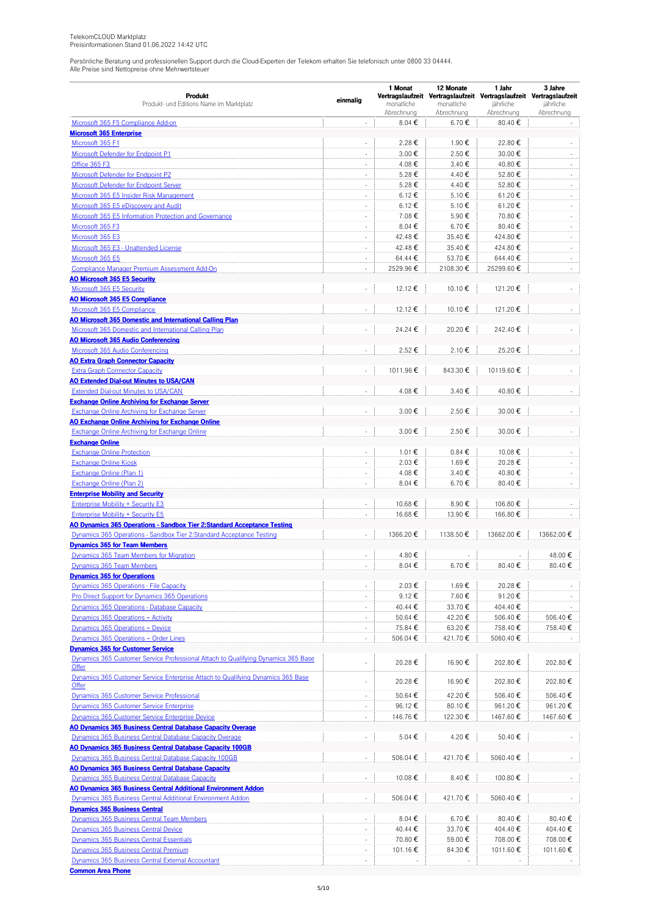TelekomCLOUD Marktplatz
Preisinformationen Stand 01.06.2022 14:42 UTC

Persönliche Beratung und professionellen Support durch die Cloud-Experten der Telekom erhalten Sie telefonisch unter 0800 33 04444.
Alle Preise sind Nettopreise ohne Mehrwertsteuer

| Produkt<br>Produkt- und Editions Name im Marktplatz | einmalig | 1 Monat Vertragslaufzeit monatliche Abrechnung | 12 Monate Vertragslaufzeit monatliche Abrechnung | 1 Jahr Vertragslaufzeit jährliche Abrechnung | 3 Jahre Vertragslaufzeit jährliche Abrechnung |
|---|---|---|---|---|---|
| Microsoft 365 F5 Compliance Add-on | - | 8.04 € | 6.70 € | 80.40 € | - |
| **Microsoft 365 Enterprise** | | | | | |
| Microsoft 365 F1 | - | 2.28 € | 1.90 € | 22.80 € | - |
| Microsoft Defender for Endpoint P1 | - | 3.00 € | 2.50 € | 30.00 € | - |
| Office 365 F3 | - | 4.08 € | 3.40 € | 40.80 € | - |
| Microsoft Defender for Endpoint P2 | - | 5.28 € | 4.40 € | 52.80 € | - |
| Microsoft Defender for Endpoint Server | - | 5.28 € | 4.40 € | 52.80 € | - |
| Microsoft 365 E5 Insider Risk Management | - | 6.12 € | 5.10 € | 61.20 € | - |
| Microsoft 365 E5 eDiscovery and Audit | - | 6.12 € | 5.10 € | 61.20 € | - |
| Microsoft 365 E5 Information Protection and Governance | - | 7.08 € | 5.90 € | 70.80 € | - |
| Microsoft 365 F3 | - | 8.04 € | 6.70 € | 80.40 € | - |
| Microsoft 365 E3 | - | 42.48 € | 35.40 € | 424.80 € | - |
| Microsoft 365 E3 - Unattended License | - | 42.48 € | 35.40 € | 424.80 € | - |
| Microsoft 365 E5 | - | 64.44 € | 53.70 € | 644.40 € | - |
| Compliance Manager Premium Assessment Add-On | - | 2529.96 € | 2108.30 € | 25299.60 € | - |
| **AO Microsoft 365 E5 Security** | | | | | |
| Microsoft 365 E5 Security | - | 12.12 € | 10.10 € | 121.20 € | - |
| **AO Microsoft 365 E5 Compliance** | | | | | |
| Microsoft 365 E5 Compliance | - | 12.12 € | 10.10 € | 121.20 € | - |
| **AO Microsoft 365 Domestic and International Calling Plan** | | | | | |
| Microsoft 365 Domestic and International Calling Plan | - | 24.24 € | 20.20 € | 242.40 € | - |
| **AO Microsoft 365 Audio Conferencing** | | | | | |
| Microsoft 365 Audio Conferencing | - | 2.52 € | 2.10 € | 25.20 € | - |
| **AO Extra Graph Connector Capacity** | | | | | |
| Extra Graph Connector Capacity | - | 1011.96 € | 843.30 € | 10119.60 € | - |
| **AO Extended Dial-out Minutes to USA/CAN** | | | | | |
| Extended Dial-out Minutes to USA/CAN | - | 4.08 € | 3.40 € | 40.80 € | - |
| **Exchange Online Archiving for Exchange Server** | | | | | |
| Exchange Online Archiving for Exchange Server | - | 3.00 € | 2.50 € | 30.00 € | - |
| **AO Exchange Online Archiving for Exchange Online** | | | | | |
| Exchange Online Archiving for Exchange Online | - | 3.00 € | 2.50 € | 30.00 € | - |
| **Exchange Online** | | | | | |
| Exchange Online Protection | - | 1.01 € | 0.84 € | 10.08 € | - |
| Exchange Online Kiosk | - | 2.03 € | 1.69 € | 20.28 € | - |
| Exchange Online (Plan 1) | - | 4.08 € | 3.40 € | 40.80 € | - |
| Exchange Online (Plan 2) | - | 8.04 € | 6.70 € | 80.40 € | - |
| **Enterprise Mobility and Security** | | | | | |
| Enterprise Mobility + Security E3 | - | 10.68 € | 8.90 € | 106.80 € | - |
| Enterprise Mobility + Security E5 | - | 16.68 € | 13.90 € | 166.80 € | - |
| **AO Dynamics 365 Operations - Sandbox Tier 2:Standard Acceptance Testing** | | | | | |
| Dynamics 365 Operations - Sandbox Tier 2:Standard Acceptance Testing | - | 1366.20 € | 1138.50 € | 13662.00 € | 13662.00 € |
| **Dynamics 365 for Team Members** | | | | | |
| Dynamics 365 Team Members for Migration | - | 4.80 € | - | - | 48.00 € |
| Dynamics 365 Team Members | - | 8.04 € | 6.70 € | 80.40 € | 80.40 € |
| **Dynamics 365 for Operations** | | | | | |
| Dynamics 365 Operations - File Capacity | - | 2.03 € | 1.69 € | 20.28 € | - |
| Pro Direct Support for Dynamics 365 Operations | - | 9.12 € | 7.60 € | 91.20 € | - |
| Dynamics 365 Operations - Database Capacity | - | 40.44 € | 33.70 € | 404.40 € | - |
| Dynamics 365 Operations – Activity | - | 50.64 € | 42.20 € | 506.40 € | 506.40 € |
| Dynamics 365 Operations – Device | - | 75.84 € | 63.20 € | 758.40 € | 758.40 € |
| Dynamics 365 Operations – Order Lines | - | 506.04 € | 421.70 € | 5060.40 € | - |
| **Dynamics 365 for Customer Service** | | | | | |
| Dynamics 365 Customer Service Professional Attach to Qualifying Dynamics 365 Base Offer | - | 20.28 € | 16.90 € | 202.80 € | 202.80 € |
| Dynamics 365 Customer Service Enterprise Attach to Qualifying Dynamics 365 Base Offer | - | 20.28 € | 16.90 € | 202.80 € | 202.80 € |
| Dynamics 365 Customer Service Professional | - | 50.64 € | 42.20 € | 506.40 € | 506.40 € |
| Dynamics 365 Customer Service Enterprise | - | 96.12 € | 80.10 € | 961.20 € | 961.20 € |
| Dynamics 365 Customer Service Enterprise Device | - | 146.76 € | 122.30 € | 1467.60 € | 1467.60 € |
| **AO Dynamics 365 Business Central Database Capacity Overage** | | | | | |
| Dynamics 365 Business Central Database Capacity Overage | - | 5.04 € | 4.20 € | 50.40 € | - |
| **AO Dynamics 365 Business Central Database Capacity 100GB** | | | | | |
| Dynamics 365 Business Central Database Capacity 100GB | - | 506.04 € | 421.70 € | 5060.40 € | - |
| **AO Dynamics 365 Business Central Database Capacity** | | | | | |
| Dynamics 365 Business Central Database Capacity | - | 10.08 € | 8.40 € | 100.80 € | - |
| **AO Dynamics 365 Business Central Additional Environment Addon** | | | | | |
| Dynamics 365 Business Central Additional Environment Addon | - | 506.04 € | 421.70 € | 5060.40 € | - |
| **Dynamics 365 Business Central** | | | | | |
| Dynamics 365 Business Central Team Members | - | 8.04 € | 6.70 € | 80.40 € | 80.40 € |
| Dynamics 365 Business Central Device | - | 40.44 € | 33.70 € | 404.40 € | 404.40 € |
| Dynamics 365 Business Central Essentials | - | 70.80 € | 59.00 € | 708.00 € | 708.00 € |
| Dynamics 365 Business Central Premium | - | 101.16 € | 84.30 € | 1011.60 € | 1011.60 € |
| Dynamics 365 Business Central External Accountant | - | - | - | - | - |
| **Common Area Phone** | | | | | |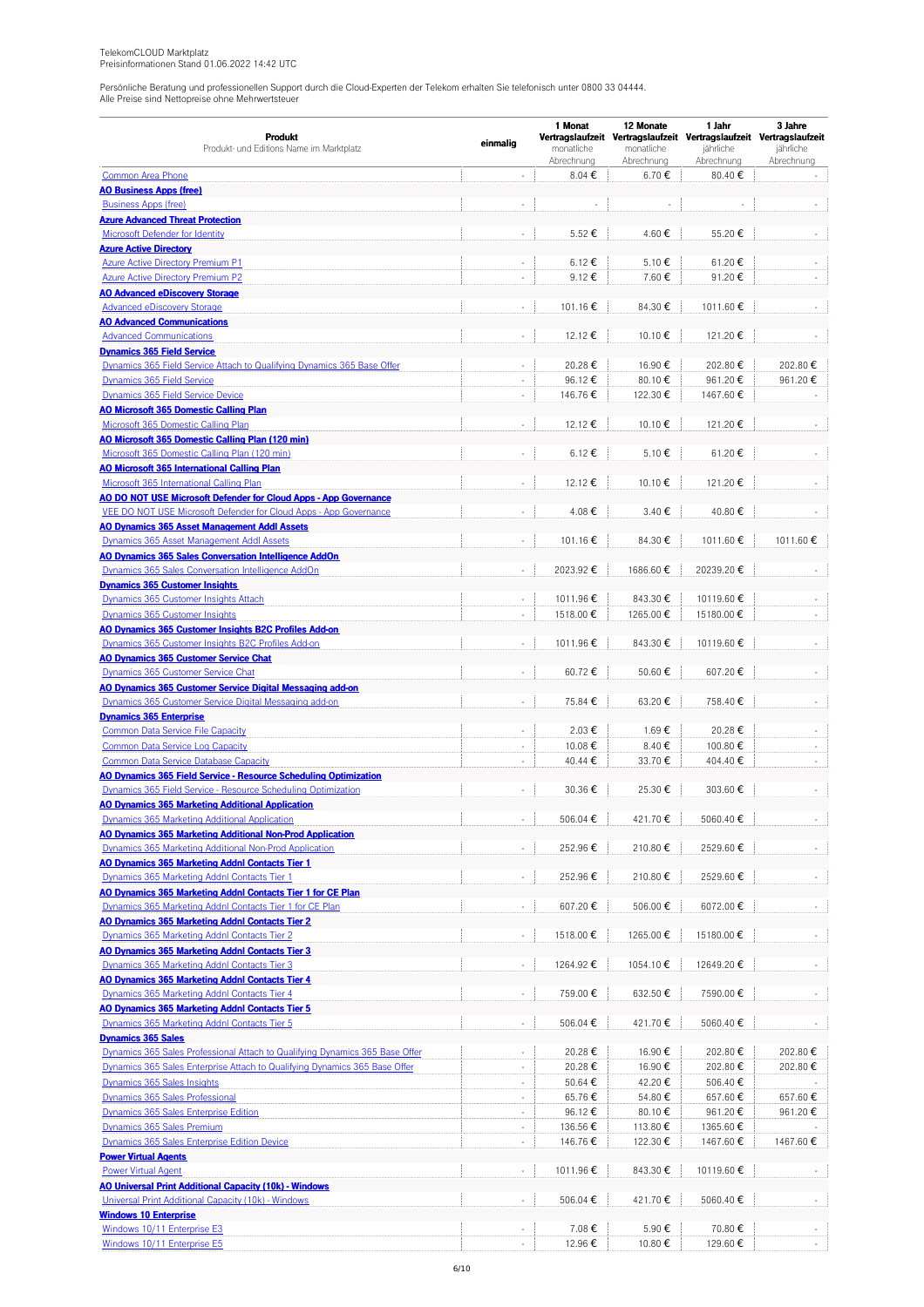TelekomCLOUD Marktplatz
Preisinformationen Stand 01.06.2022 14:42 UTC

Persönliche Beratung und professionellen Support durch die Cloud-Experten der Telekom erhalten Sie telefonisch unter 0800 33 04444.
Alle Preise sind Nettopreise ohne Mehrwertsteuer

| **Produkt** Produkt- und Editions Name im Marktplatz | **einmalig** | **1 Monat Vertragslaufzeit** monatliche Abrechnung | **12 Monate Vertragslaufzeit** monatliche Abrechnung | **1 Jahr Vertragslaufzeit** jährliche Abrechnung | **3 Jahre Vertragslaufzeit** jährliche Abrechnung |
|---|---|---|---|---|---|
| Common Area Phone | - | 8.04 € | 6.70 € | 80.40 € | - |
| **AO Business Apps (free)** | | | | | |
| Business Apps (free) | - | - | - | - | - |
| **Azure Advanced Threat Protection** | | | | | |
| Microsoft Defender for Identity | - | 5.52 € | 4.60 € | 55.20 € | - |
| **Azure Active Directory** | | | | | |
| Azure Active Directory Premium P1 | - | 6.12 € | 5.10 € | 61.20 € | - |
| Azure Active Directory Premium P2 | - | 9.12 € | 7.60 € | 91.20 € | - |
| **AO Advanced eDiscovery Storage** | | | | | |
| Advanced eDiscovery Storage | - | 101.16 € | 84.30 € | 1011.60 € | - |
| **AO Advanced Communications** | | | | | |
| Advanced Communications | - | 12.12 € | 10.10 € | 121.20 € | - |
| **Dynamics 365 Field Service** | | | | | |
| Dynamics 365 Field Service Attach to Qualifying Dynamics 365 Base Offer | - | 20.28 € | 16.90 € | 202.80 € | 202.80 € |
| Dynamics 365 Field Service | - | 96.12 € | 80.10 € | 961.20 € | 961.20 € |
| Dynamics 365 Field Service Device | - | 146.76 € | 122.30 € | 1467.60 € | - |
| **AO Microsoft 365 Domestic Calling Plan** | | | | | |
| Microsoft 365 Domestic Calling Plan | - | 12.12 € | 10.10 € | 121.20 € | - |
| **AO Microsoft 365 Domestic Calling Plan (120 min)** | | | | | |
| Microsoft 365 Domestic Calling Plan (120 min) | - | 6.12 € | 5.10 € | 61.20 € | - |
| **AO Microsoft 365 International Calling Plan** | | | | | |
| Microsoft 365 International Calling Plan | - | 12.12 € | 10.10 € | 121.20 € | - |
| **AO DO NOT USE Microsoft Defender for Cloud Apps - App Governance** | | | | | |
| VEE DO NOT USE Microsoft Defender for Cloud Apps - App Governance | - | 4.08 € | 3.40 € | 40.80 € | - |
| **AO Dynamics 365 Asset Management Addl Assets** | | | | | |
| Dynamics 365 Asset Management Addl Assets | - | 101.16 € | 84.30 € | 1011.60 € | 1011.60 € |
| **AO Dynamics 365 Sales Conversation Intelligence AddOn** | | | | | |
| Dynamics 365 Sales Conversation Intelligence AddOn | - | 2023.92 € | 1686.60 € | 20239.20 € | - |
| **Dynamics 365 Customer Insights** | | | | | |
| Dynamics 365 Customer Insights Attach | - | 1011.96 € | 843.30 € | 10119.60 € | - |
| Dynamics 365 Customer Insights | - | 1518.00 € | 1265.00 € | 15180.00 € | - |
| **AO Dynamics 365 Customer Insights B2C Profiles Add-on** | | | | | |
| Dynamics 365 Customer Insights B2C Profiles Add-on | - | 1011.96 € | 843.30 € | 10119.60 € | - |
| **AO Dynamics 365 Customer Service Chat** | | | | | |
| Dynamics 365 Customer Service Chat | - | 60.72 € | 50.60 € | 607.20 € | - |
| **AO Dynamics 365 Customer Service Digital Messaging add-on** | | | | | |
| Dynamics 365 Customer Service Digital Messaging add-on | - | 75.84 € | 63.20 € | 758.40 € | - |
| **Dynamics 365 Enterprise** | | | | | |
| Common Data Service File Capacity | - | 2.03 € | 1.69 € | 20.28 € | - |
| Common Data Service Log Capacity | - | 10.08 € | 8.40 € | 100.80 € | - |
| Common Data Service Database Capacity | - | 40.44 € | 33.70 € | 404.40 € | - |
| **AO Dynamics 365 Field Service - Resource Scheduling Optimization** | | | | | |
| Dynamics 365 Field Service - Resource Scheduling Optimization | - | 30.36 € | 25.30 € | 303.60 € | - |
| **AO Dynamics 365 Marketing Additional Application** | | | | | |
| Dynamics 365 Marketing Additional Application | - | 506.04 € | 421.70 € | 5060.40 € | - |
| **AO Dynamics 365 Marketing Additional Non-Prod Application** | | | | | |
| Dynamics 365 Marketing Additional Non-Prod Application | - | 252.96 € | 210.80 € | 2529.60 € | - |
| **AO Dynamics 365 Marketing Addnl Contacts Tier 1** | | | | | |
| Dynamics 365 Marketing Addnl Contacts Tier 1 | - | 252.96 € | 210.80 € | 2529.60 € | - |
| **AO Dynamics 365 Marketing Addnl Contacts Tier 1 for CE Plan** | | | | | |
| Dynamics 365 Marketing Addnl Contacts Tier 1 for CE Plan | - | 607.20 € | 506.00 € | 6072.00 € | - |
| **AO Dynamics 365 Marketing Addnl Contacts Tier 2** | | | | | |
| Dynamics 365 Marketing Addnl Contacts Tier 2 | - | 1518.00 € | 1265.00 € | 15180.00 € | - |
| **AO Dynamics 365 Marketing Addnl Contacts Tier 3** | | | | | |
| Dynamics 365 Marketing Addnl Contacts Tier 3 | - | 1264.92 € | 1054.10 € | 12649.20 € | - |
| **AO Dynamics 365 Marketing Addnl Contacts Tier 4** | | | | | |
| Dynamics 365 Marketing Addnl Contacts Tier 4 | - | 759.00 € | 632.50 € | 7590.00 € | - |
| **AO Dynamics 365 Marketing Addnl Contacts Tier 5** | | | | | |
| Dynamics 365 Marketing Addnl Contacts Tier 5 | - | 506.04 € | 421.70 € | 5060.40 € | - |
| **Dynamics 365 Sales** | | | | | |
| Dynamics 365 Sales Professional Attach to Qualifying Dynamics 365 Base Offer | - | 20.28 € | 16.90 € | 202.80 € | 202.80 € |
| Dynamics 365 Sales Enterprise Attach to Qualifying Dynamics 365 Base Offer | - | 20.28 € | 16.90 € | 202.80 € | 202.80 € |
| Dynamics 365 Sales Insights | - | 50.64 € | 42.20 € | 506.40 € | - |
| Dynamics 365 Sales Professional | - | 65.76 € | 54.80 € | 657.60 € | 657.60 € |
| Dynamics 365 Sales Enterprise Edition | - | 96.12 € | 80.10 € | 961.20 € | 961.20 € |
| Dynamics 365 Sales Premium | - | 136.56 € | 113.80 € | 1365.60 € | - |
| Dynamics 365 Sales Enterprise Edition Device | - | 146.76 € | 122.30 € | 1467.60 € | 1467.60 € |
| **Power Virtual Agents** | | | | | |
| Power Virtual Agent | - | 1011.96 € | 843.30 € | 10119.60 € | - |
| **AO Universal Print Additional Capacity (10k) - Windows** | | | | | |
| Universal Print Additional Capacity (10k) - Windows | - | 506.04 € | 421.70 € | 5060.40 € | - |
| **Windows 10 Enterprise** | | | | | |
| Windows 10/11 Enterprise E3 | - | 7.08 € | 5.90 € | 70.80 € | - |
| Windows 10/11 Enterprise E5 | - | 12.96 € | 10.80 € | 129.60 € | - |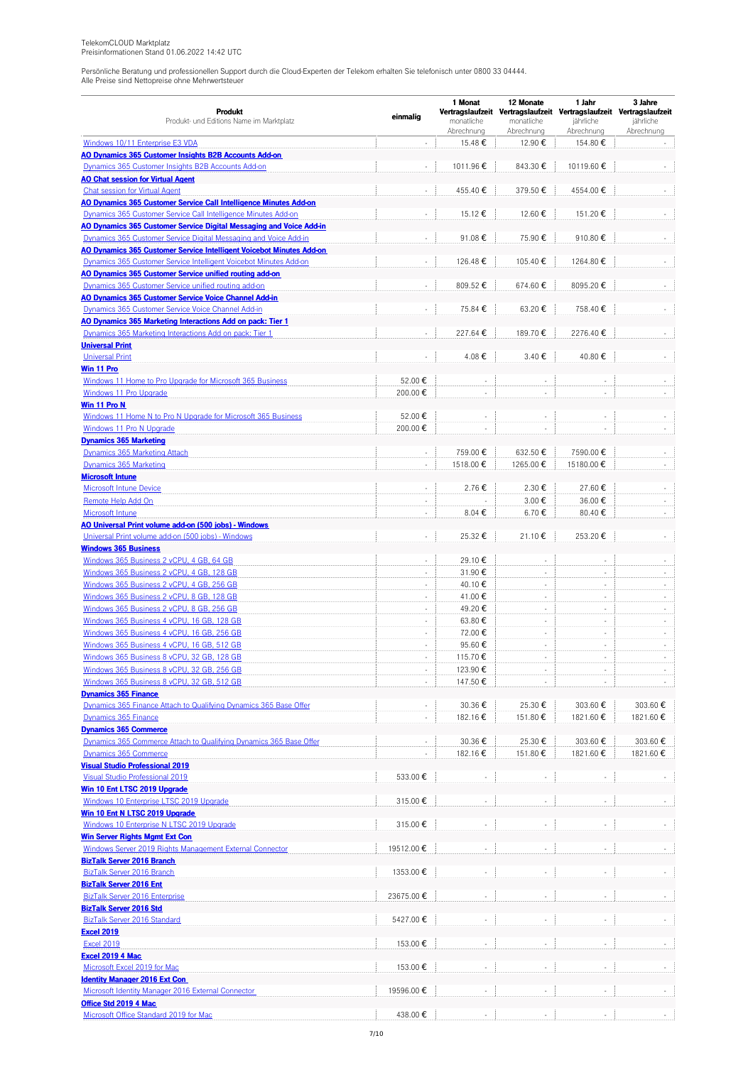TelekomCLOUD Marktplatz
Preisinformationen Stand 01.06.2022 14:42 UTC

Persönliche Beratung und professionellen Support durch die Cloud-Experten der Telekom erhalten Sie telefonisch unter 0800 33 04444.
Alle Preise sind Nettopreise ohne Mehrwertsteuer

| **Produkt** Produkt- und Editions Name im Marktplatz | **einmalig** | **1 Monat Vertragslaufzeit** monatliche Abrechnung | **12 Monate Vertragslaufzeit** monatliche Abrechnung | **1 Jahr Vertragslaufzeit** jährliche Abrechnung | **3 Jahre Vertragslaufzeit** jährliche Abrechnung |
|---|---|---|---|---|---|
| Windows 10/11 Enterprise E3 VDA | - | 15.48 € | 12.90 € | 154.80 € | - |
| **AO Dynamics 365 Customer Insights B2B Accounts Add-on** | | | | | |
| Dynamics 365 Customer Insights B2B Accounts Add-on | - | 1011.96 € | 843.30 € | 10119.60 € | - |
| **AO Chat session for Virtual Agent** | | | | | |
| Chat session for Virtual Agent | - | 455.40 € | 379.50 € | 4554.00 € | - |
| **AO Dynamics 365 Customer Service Call Intelligence Minutes Add-on** | | | | | |
| Dynamics 365 Customer Service Call Intelligence Minutes Add-on | - | 15.12 € | 12.60 € | 151.20 € | - |
| **AO Dynamics 365 Customer Service Digital Messaging and Voice Add-in** | | | | | |
| Dynamics 365 Customer Service Digital Messaging and Voice Add-in | - | 91.08 € | 75.90 € | 910.80 € | - |
| **AO Dynamics 365 Customer Service Intelligent Voicebot Minutes Add-on** | | | | | |
| Dynamics 365 Customer Service Intelligent Voicebot Minutes Add-on | - | 126.48 € | 105.40 € | 1264.80 € | - |
| **AO Dynamics 365 Customer Service unified routing add-on** | | | | | |
| Dynamics 365 Customer Service unified routing add-on | - | 809.52 € | 674.60 € | 8095.20 € | - |
| **AO Dynamics 365 Customer Service Voice Channel Add-in** | | | | | |
| Dynamics 365 Customer Service Voice Channel Add-in | - | 75.84 € | 63.20 € | 758.40 € | - |
| **AO Dynamics 365 Marketing Interactions Add on pack: Tier 1** | | | | | |
| Dynamics 365 Marketing Interactions Add on pack: Tier 1 | - | 227.64 € | 189.70 € | 2276.40 € | - |
| **Universal Print** | | | | | |
| Universal Print | - | 4.08 € | 3.40 € | 40.80 € | - |
| **Win 11 Pro** | | | | | |
| Windows 11 Home to Pro Upgrade for Microsoft 365 Business | 52.00 € | - | - | - | - |
| Windows 11 Pro Upgrade | 200.00 € | - | - | - | - |
| **Win 11 Pro N** | | | | | |
| Windows 11 Home N to Pro N Upgrade for Microsoft 365 Business | 52.00 € | - | - | - | - |
| Windows 11 Pro N Upgrade | 200.00 € | - | - | - | - |
| **Dynamics 365 Marketing** | | | | | |
| Dynamics 365 Marketing Attach | - | 759.00 € | 632.50 € | 7590.00 € | - |
| Dynamics 365 Marketing | - | 1518.00 € | 1265.00 € | 15180.00 € | - |
| **Microsoft Intune** | | | | | |
| Microsoft Intune Device | - | 2.76 € | 2.30 € | 27.60 € | - |
| Remote Help Add On | - | - | 3.00 € | 36.00 € | - |
| Microsoft Intune | - | 8.04 € | 6.70 € | 80.40 € | - |
| **AO Universal Print volume add-on (500 jobs) - Windows** | | | | | |
| Universal Print volume add-on (500 jobs) - Windows | - | 25.32 € | 21.10 € | 253.20 € | - |
| **Windows 365 Business** | | | | | |
| Windows 365 Business 2 vCPU, 4 GB, 64 GB | - | 29.10 € | - | - | - |
| Windows 365 Business 2 vCPU, 4 GB, 128 GB | - | 31.90 € | - | - | - |
| Windows 365 Business 2 vCPU, 4 GB, 256 GB | - | 40.10 € | - | - | - |
| Windows 365 Business 2 vCPU, 8 GB, 128 GB | - | 41.00 € | - | - | - |
| Windows 365 Business 2 vCPU, 8 GB, 256 GB | - | 49.20 € | - | - | - |
| Windows 365 Business 4 vCPU, 16 GB, 128 GB | - | 63.80 € | - | - | - |
| Windows 365 Business 4 vCPU, 16 GB, 256 GB | - | 72.00 € | - | - | - |
| Windows 365 Business 4 vCPU, 16 GB, 512 GB | - | 95.60 € | - | - | - |
| Windows 365 Business 8 vCPU, 32 GB, 128 GB | - | 115.70 € | - | - | - |
| Windows 365 Business 8 vCPU, 32 GB, 256 GB | - | 123.90 € | - | - | - |
| Windows 365 Business 8 vCPU, 32 GB, 512 GB | - | 147.50 € | - | - | - |
| **Dynamics 365 Finance** | | | | | |
| Dynamics 365 Finance Attach to Qualifying Dynamics 365 Base Offer | - | 30.36 € | 25.30 € | 303.60 € | 303.60 € |
| Dynamics 365 Finance | - | 182.16 € | 151.80 € | 1821.60 € | 1821.60 € |
| **Dynamics 365 Commerce** | | | | | |
| Dynamics 365 Commerce Attach to Qualifying Dynamics 365 Base Offer | - | 30.36 € | 25.30 € | 303.60 € | 303.60 € |
| Dynamics 365 Commerce | - | 182.16 € | 151.80 € | 1821.60 € | 1821.60 € |
| **Visual Studio Professional 2019** | | | | | |
| Visual Studio Professional 2019 | 533.00 € | - | - | - | - |
| **Win 10 Ent LTSC 2019 Upgrade** | | | | | |
| Windows 10 Enterprise LTSC 2019 Upgrade | 315.00 € | - | - | - | - |
| **Win 10 Ent N LTSC 2019 Upgrade** | | | | | |
| Windows 10 Enterprise N LTSC 2019 Upgrade | 315.00 € | - | - | - | - |
| **Win Server Rights Mgmt Ext Con** | | | | | |
| Windows Server 2019 Rights Management External Connector | 19512.00 € | - | - | - | - |
| **BizTalk Server 2016 Branch** | | | | | |
| BizTalk Server 2016 Branch | 1353.00 € | - | - | - | - |
| **BizTalk Server 2016 Ent** | | | | | |
| BizTalk Server 2016 Enterprise | 23675.00 € | - | - | - | - |
| **BizTalk Server 2016 Std** | | | | | |
| BizTalk Server 2016 Standard | 5427.00 € | - | - | - | - |
| **Excel 2019** | | | | | |
| Excel 2019 | 153.00 € | - | - | - | - |
| **Excel 2019 4 Mac** | | | | | |
| Microsoft Excel 2019 for Mac | 153.00 € | - | - | - | - |
| **Identity Manager 2016 Ext Con** | | | | | |
| Microsoft Identity Manager 2016 External Connector | 19596.00 € | - | - | - | - |
| **Office Std 2019 4 Mac** | | | | | |
| Microsoft Office Standard 2019 for Mac | 438.00 € | - | - | - | - |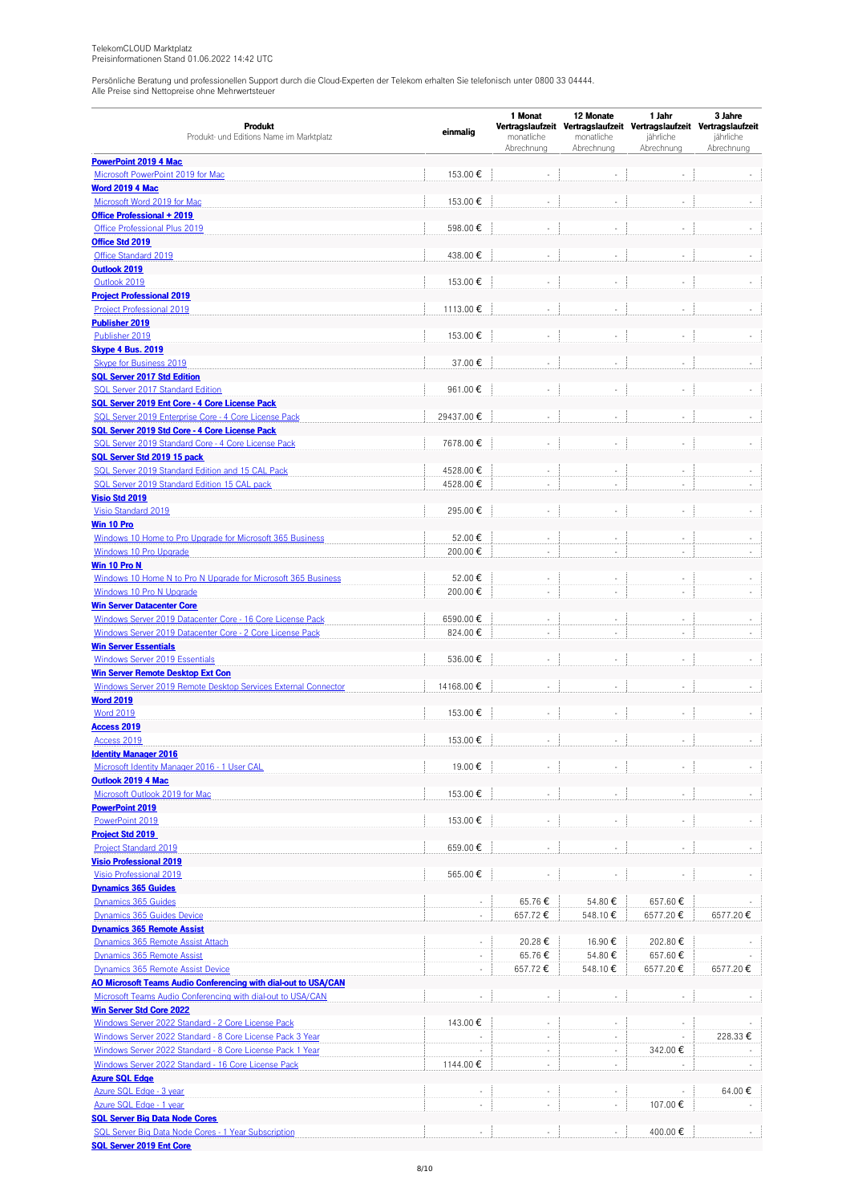TelekomCLOUD Marktplatz
Preisinformationen Stand 01.06.2022 14:42 UTC

Persönliche Beratung und professionellen Support durch die Cloud-Experten der Telekom erhalten Sie telefonisch unter 0800 33 04444.
Alle Preise sind Nettopreise ohne Mehrwertsteuer

| Produkt<br>Produkt- und Editions Name im Marktplatz | einmalig | 1 Monat Vertragslaufzeit<br>monatliche Abrechnung | 12 Monate Vertragslaufzeit<br>monatliche Abrechnung | 1 Jahr Vertragslaufzeit<br>jährliche Abrechnung | 3 Jahre Vertragslaufzeit<br>jährliche Abrechnung |
|---|---|---|---|---|---|
| **PowerPoint 2019 4 Mac** | | | | | |
| Microsoft PowerPoint 2019 for Mac | 153.00 € | - | - | - | - |
| **Word 2019 4 Mac** | | | | | |
| Microsoft Word 2019 for Mac | 153.00 € | - | - | - | - |
| **Office Professional + 2019** | | | | | |
| Office Professional Plus 2019 | 598.00 € | - | - | - | - |
| **Office Std 2019** | | | | | |
| Office Standard 2019 | 438.00 € | - | - | - | - |
| **Outlook 2019** | | | | | |
| Outlook 2019 | 153.00 € | - | - | - | - |
| **Project Professional 2019** | | | | | |
| Project Professional 2019 | 1113.00 € | - | - | - | - |
| **Publisher 2019** | | | | | |
| Publisher 2019 | 153.00 € | - | - | - | - |
| **Skype 4 Bus. 2019** | | | | | |
| Skype for Business 2019 | 37.00 € | - | - | - | - |
| **SQL Server 2017 Std Edition** | | | | | |
| SQL Server 2017 Standard Edition | 961.00 € | - | - | - | - |
| **SQL Server 2019 Ent Core - 4 Core License Pack** | | | | | |
| SQL Server 2019 Enterprise Core - 4 Core License Pack | 29437.00 € | - | - | - | - |
| **SQL Server 2019 Std Core - 4 Core License Pack** | | | | | |
| SQL Server 2019 Standard Core - 4 Core License Pack | 7678.00 € | - | - | - | - |
| **SQL Server Std 2019 15 pack** | | | | | |
| SQL Server 2019 Standard Edition and 15 CAL Pack | 4528.00 € | - | - | - | - |
| SQL Server 2019 Standard Edition 15 CAL pack | 4528.00 € | - | - | - | - |
| **Visio Std 2019** | | | | | |
| Visio Standard 2019 | 295.00 € | - | - | - | - |
| **Win 10 Pro** | | | | | |
| Windows 10 Home to Pro Upgrade for Microsoft 365 Business | 52.00 € | - | - | - | - |
| Windows 10 Pro Upgrade | 200.00 € | - | - | - | - |
| **Win 10 Pro N** | | | | | |
| Windows 10 Home N to Pro N Upgrade for Microsoft 365 Business | 52.00 € | - | - | - | - |
| Windows 10 Pro N Upgrade | 200.00 € | - | - | - | - |
| **Win Server Datacenter Core** | | | | | |
| Windows Server 2019 Datacenter Core - 16 Core License Pack | 6590.00 € | - | - | - | - |
| Windows Server 2019 Datacenter Core - 2 Core License Pack | 824.00 € | - | - | - | - |
| **Win Server Essentials** | | | | | |
| Windows Server 2019 Essentials | 536.00 € | - | - | - | - |
| **Win Server Remote Desktop Ext Con** | | | | | |
| Windows Server 2019 Remote Desktop Services External Connector | 14168.00 € | - | - | - | - |
| **Word 2019** | | | | | |
| Word 2019 | 153.00 € | - | - | - | - |
| **Access 2019** | | | | | |
| Access 2019 | 153.00 € | - | - | - | - |
| **Identity Manager 2016** | | | | | |
| Microsoft Identity Manager 2016 - 1 User CAL | 19.00 € | - | - | - | - |
| **Outlook 2019 4 Mac** | | | | | |
| Microsoft Outlook 2019 for Mac | 153.00 € | - | - | - | - |
| **PowerPoint 2019** | | | | | |
| PowerPoint 2019 | 153.00 € | - | - | - | - |
| **Project Std 2019** | | | | | |
| Project Standard 2019 | 659.00 € | - | - | - | - |
| **Visio Professional 2019** | | | | | |
| Visio Professional 2019 | 565.00 € | - | - | - | - |
| **Dynamics 365 Guides** | | | | | |
| Dynamics 365 Guides | - | 65.76 € | 54.80 € | 657.60 € | - |
| Dynamics 365 Guides Device | - | 657.72 € | 548.10 € | 6577.20 € | 6577.20 € |
| **Dynamics 365 Remote Assist** | | | | | |
| Dynamics 365 Remote Assist Attach | - | 20.28 € | 16.90 € | 202.80 € | - |
| Dynamics 365 Remote Assist | - | 65.76 € | 54.80 € | 657.60 € | - |
| Dynamics 365 Remote Assist Device | - | 657.72 € | 548.10 € | 6577.20 € | 6577.20 € |
| **AO Microsoft Teams Audio Conferencing with dial-out to USA/CAN** | | | | | |
| Microsoft Teams Audio Conferencing with dial-out to USA/CAN | - | - | - | - | - |
| **Win Server Std Core 2022** | | | | | |
| Windows Server 2022 Standard - 2 Core License Pack | 143.00 € | - | - | - | - |
| Windows Server 2022 Standard - 8 Core License Pack 3 Year | - | - | - | - | 228.33 € |
| Windows Server 2022 Standard - 8 Core License Pack 1 Year | - | - | - | 342.00 € | - |
| Windows Server 2022 Standard - 16 Core License Pack | 1144.00 € | - | - | - | - |
| **Azure SQL Edge** | | | | | |
| Azure SQL Edge - 3 year | - | - | - | - | 64.00 € |
| Azure SQL Edge - 1 year | - | - | - | 107.00 € | - |
| **SQL Server Big Data Node Cores** | | | | | |
| SQL Server Big Data Node Cores - 1 Year Subscription | - | - | - | 400.00 € | - |
| **SQL Server 2019 Ent Core** | | | | | |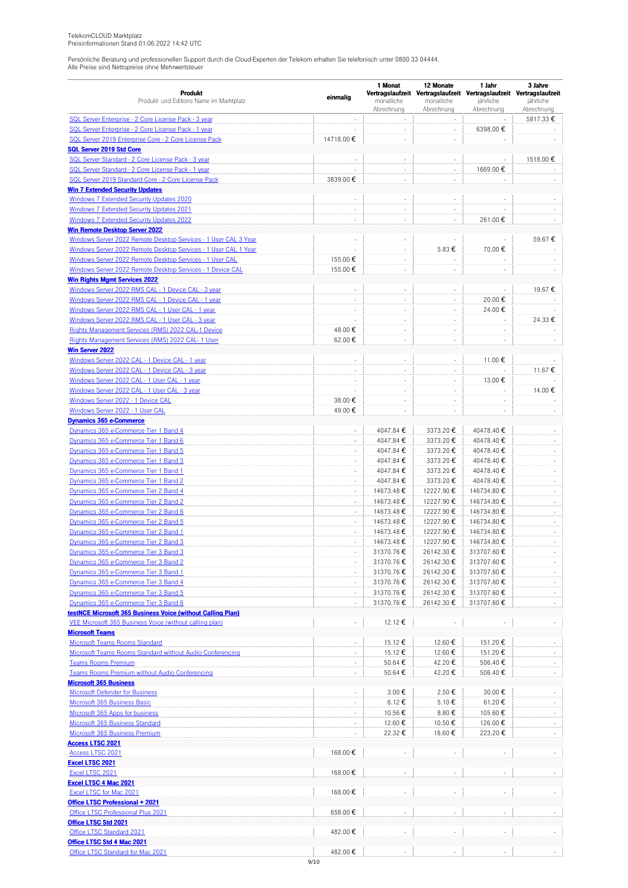TelekomCLOUD Marktplatz
Preisinformationen Stand 01.06.2022 14:42 UTC

Persönliche Beratung und professionellen Support durch die Cloud-Experten der Telekom erhalten Sie telefonisch unter 0800 33 04444.
Alle Preise sind Nettopreise ohne Mehrwertsteuer

| **Produkt** Produkt- und Editions Name im Marktplatz | **einmalig** | **1 Monat Vertragslaufzeit** monatliche Abrechnung | **12 Monate Vertragslaufzeit** monatliche Abrechnung | **1 Jahr Vertragslaufzeit** jährliche Abrechnung | **3 Jahre Vertragslaufzeit** jährliche Abrechnung |
|---|---|---|---|---|---|
| SQL Server Enterprise - 2 Core License Pack - 3 year | - | - | - | - | 5817.33 € |
| SQL Server Enterprise - 2 Core License Pack - 1 year | - | - | - | 6398.00 € | - |
| SQL Server 2019 Enterprise Core - 2 Core License Pack | 14718.00 € | - | - | - | - |
| **SQL Server 2019 Std Core** | | | | | |
| SQL Server Standard - 2 Core License Pack - 3 year | - | - | - | - | 1518.00 € |
| SQL Server Standard - 2 Core License Pack - 1 year | - | - | - | 1669.00 € | - |
| SQL Server 2019 Standard Core - 2 Core License Pack | 3839.00 € | - | - | - | - |
| **Win 7 Extended Security Updates** | | | | | |
| Windows 7 Extended Security Updates 2020 | - | - | - | - | - |
| Windows 7 Extended Security Updates 2021 | - | - | - | - | - |
| Windows 7 Extended Security Updates 2022 | - | - | - | 261.00 € | - |
| **Win Remote Desktop Server 2022** | | | | | |
| Windows Server 2022 Remote Desktop Services - 1 User CAL 3 Year | - | - | - | - | 59.67 € |
| Windows Server 2022 Remote Desktop Services - 1 User CAL 1 Year | - | - | 5.83 € | 70.00 € | - |
| Windows Server 2022 Remote Desktop Services - 1 User CAL | 155.00 € | - | - | - | - |
| Windows Server 2022 Remote Desktop Services - 1 Device CAL | 155.00 € | - | - | - | - |
| **Win Rights Mgmt Services 2022** | | | | | |
| Windows Server 2022 RMS CAL - 1 Device CAL - 3 year | - | - | - | - | 19.67 € |
| Windows Server 2022 RMS CAL - 1 Device CAL - 1 year | - | - | - | 20.00 € | - |
| Windows Server 2022 RMS CAL - 1 User CAL - 1 year | - | - | - | 24.00 € | - |
| Windows Server 2022 RMS CAL - 1 User CAL - 3 year | - | - | - | - | 24.33 € |
| Rights Management Services (RMS) 2022 CAL-1 Device | 48.00 € | - | - | - | - |
| Rights Management Services (RMS) 2022 CAL- 1 User | 62.00 € | - | - | - | - |
| **Win Server 2022** | | | | | |
| Windows Server 2022 CAL - 1 Device CAL - 1 year | - | - | - | 11.00 € | - |
| Windows Server 2022 CAL - 1 Device CAL - 3 year | - | - | - | - | 11.67 € |
| Windows Server 2022 CAL - 1 User CAL - 1 year | - | - | - | 13.00 € | - |
| Windows Server 2022 CAL - 1 User CAL - 3 year | - | - | - | - | 14.00 € |
| Windows Server 2022 - 1 Device CAL | 38.00 € | - | - | - | - |
| Windows Server 2022 - 1 User CAL | 49.00 € | - | - | - | - |
| **Dynamics 365 e-Commerce** | | | | | |
| Dynamics 365 e-Commerce Tier 1 Band 4 | - | 4047.84 € | 3373.20 € | 40478.40 € | - |
| Dynamics 365 e-Commerce Tier 1 Band 6 | - | 4047.84 € | 3373.20 € | 40478.40 € | - |
| Dynamics 365 e-Commerce Tier 1 Band 5 | - | 4047.84 € | 3373.20 € | 40478.40 € | - |
| Dynamics 365 e-Commerce Tier 1 Band 3 | - | 4047.84 € | 3373.20 € | 40478.40 € | - |
| Dynamics 365 e-Commerce Tier 1 Band 1 | - | 4047.84 € | 3373.20 € | 40478.40 € | - |
| Dynamics 365 e-Commerce Tier 1 Band 2 | - | 4047.84 € | 3373.20 € | 40478.40 € | - |
| Dynamics 365 e-Commerce Tier 2 Band 4 | - | 14673.48 € | 12227.90 € | 146734.80 € | - |
| Dynamics 365 e-Commerce Tier 2 Band 2 | - | 14673.48 € | 12227.90 € | 146734.80 € | - |
| Dynamics 365 e-Commerce Tier 2 Band 6 | - | 14673.48 € | 12227.90 € | 146734.80 € | - |
| Dynamics 365 e-Commerce Tier 2 Band 5 | - | 14673.48 € | 12227.90 € | 146734.80 € | - |
| Dynamics 365 e-Commerce Tier 2 Band 1 | - | 14673.48 € | 12227.90 € | 146734.80 € | - |
| Dynamics 365 e-Commerce Tier 2 Band 3 | - | 14673.48 € | 12227.90 € | 146734.80 € | - |
| Dynamics 365 e-Commerce Tier 3 Band 3 | - | 31370.76 € | 26142.30 € | 313707.60 € | - |
| Dynamics 365 e-Commerce Tier 3 Band 2 | - | 31370.76 € | 26142.30 € | 313707.60 € | - |
| Dynamics 365 e-Commerce Tier 3 Band 1 | - | 31370.76 € | 26142.30 € | 313707.60 € | - |
| Dynamics 365 e-Commerce Tier 3 Band 4 | - | 31370.76 € | 26142.30 € | 313707.60 € | - |
| Dynamics 365 e-Commerce Tier 3 Band 5 | - | 31370.76 € | 26142.30 € | 313707.60 € | - |
| Dynamics 365 e-Commerce Tier 3 Band 6 | - | 31370.76 € | 26142.30 € | 313707.60 € | - |
| **testNCE Microsoft 365 Business Voice (without Calling Plan)** | | | | | |
| VEE Microsoft 365 Business Voice (without calling plan) | - | 12.12 € | - | - | - |
| **Microsoft Teams** | | | | | |
| Microsoft Teams Rooms Standard | - | 15.12 € | 12.60 € | 151.20 € | - |
| Microsoft Teams Rooms Standard without Audio Conferencing | - | 15.12 € | 12.60 € | 151.20 € | - |
| Teams Rooms Premium | - | 50.64 € | 42.20 € | 506.40 € | - |
| Teams Rooms Premium without Audio Conferencing | - | 50.64 € | 42.20 € | 506.40 € | - |
| **Microsoft 365 Business** | | | | | |
| Microsoft Defender for Business | - | 3.00 € | 2.50 € | 30.00 € | - |
| Microsoft 365 Business Basic | - | 6.12 € | 5.10 € | 61.20 € | - |
| Microsoft 365 Apps for business | - | 10.56 € | 8.80 € | 105.60 € | - |
| Microsoft 365 Business Standard | - | 12.60 € | 10.50 € | 126.00 € | - |
| Microsoft 365 Business Premium | - | 22.32 € | 18.60 € | 223.20 € | - |
| **Access LTSC 2021** | | | | | |
| Access LTSC 2021 | 168.00 € | - | - | - | - |
| **Excel LTSC 2021** | | | | | |
| Excel LTSC 2021 | 168.00 € | - | - | - | - |
| **Excel LTSC 4 Mac 2021** | | | | | |
| Excel LTSC for Mac 2021 | 168.00 € | - | - | - | - |
| **Office LTSC Professional + 2021** | | | | | |
| Office LTSC Professional Plus 2021 | 658.00 € | - | - | - | - |
| **Office LTSC Std 2021** | | | | | |
| Office LTSC Standard 2021 | 482.00 € | - | - | - | - |
| **Office LTSC Std 4 Mac 2021** | | | | | |
| Office LTSC Standard for Mac 2021 | 482.00 € | - | - | - | - |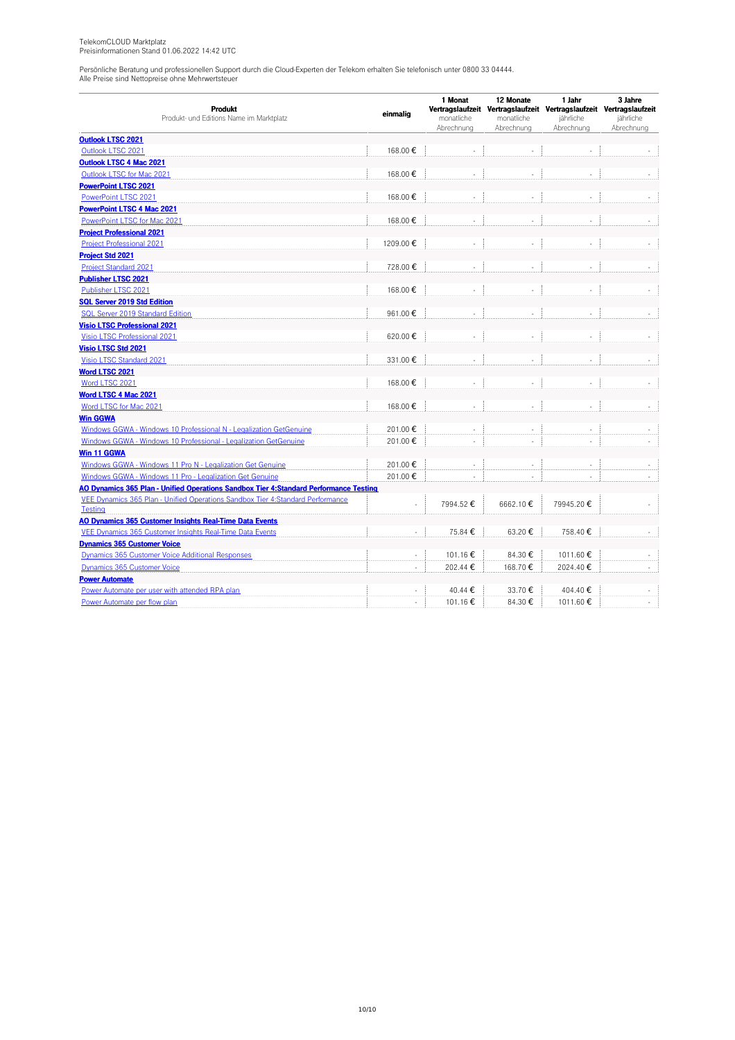TelekomCLOUD Marktplatz
Preisinformationen Stand 01.06.2022 14:42 UTC

Persönliche Beratung und professionellen Support durch die Cloud-Experten der Telekom erhalten Sie telefonisch unter 0800 33 04444.
Alle Preise sind Nettopreise ohne Mehrwertsteuer

| **Produkt** Produkt- und Editions Name im Marktplatz | **einmalig** | **1 Monat Vertragslaufzeit** monatliche Abrechnung | **12 Monate Vertragslaufzeit** monatliche Abrechnung | **1 Jahr Vertragslaufzeit** jährliche Abrechnung | **3 Jahre Vertragslaufzeit** jährliche Abrechnung |
|---|---|---|---|---|---|
| **Outlook LTSC 2021** | | | | | |
| Outlook LTSC 2021 | 168.00 € | - | - | - | - |
| **Outlook LTSC 4 Mac 2021** | | | | | |
| Outlook LTSC for Mac 2021 | 168.00 € | - | - | - | - |
| **PowerPoint LTSC 2021** | | | | | |
| PowerPoint LTSC 2021 | 168.00 € | - | - | - | - |
| **PowerPoint LTSC 4 Mac 2021** | | | | | |
| PowerPoint LTSC for Mac 2021 | 168.00 € | - | - | - | - |
| **Project Professional 2021** | | | | | |
| Project Professional 2021 | 1209.00 € | - | - | - | - |
| **Project Std 2021** | | | | | |
| Project Standard 2021 | 728.00 € | - | - | - | - |
| **Publisher LTSC 2021** | | | | | |
| Publisher LTSC 2021 | 168.00 € | - | - | - | - |
| **SQL Server 2019 Std Edition** | | | | | |
| SQL Server 2019 Standard Edition | 961.00 € | - | - | - | - |
| **Visio LTSC Professional 2021** | | | | | |
| Visio LTSC Professional 2021 | 620.00 € | - | - | - | - |
| **Visio LTSC Std 2021** | | | | | |
| Visio LTSC Standard 2021 | 331.00 € | - | - | - | - |
| **Word LTSC 2021** | | | | | |
| Word LTSC 2021 | 168.00 € | - | - | - | - |
| **Word LTSC 4 Mac 2021** | | | | | |
| Word LTSC for Mac 2021 | 168.00 € | - | - | - | - |
| **Win GGWA** | | | | | |
| Windows GGWA - Windows 10 Professional N - Legalization GetGenuine | 201.00 € | - | - | - | - |
| Windows GGWA - Windows 10 Professional - Legalization GetGenuine | 201.00 € | - | - | - | - |
| **Win 11 GGWA** | | | | | |
| Windows GGWA - Windows 11 Pro N - Legalization Get Genuine | 201.00 € | - | - | - | - |
| Windows GGWA - Windows 11 Pro - Legalization Get Genuine | 201.00 € | - | - | - | - |
| **AO Dynamics 365 Plan - Unified Operations Sandbox Tier 4:Standard Performance Testing** | | | | | |
| VEE Dynamics 365 Plan - Unified Operations Sandbox Tier 4:Standard Performance Testing | - | 7994.52 € | 6662.10 € | 79945.20 € | - |
| **AO Dynamics 365 Customer Insights Real-Time Data Events** | | | | | |
| VEE Dynamics 365 Customer Insights Real-Time Data Events | - | 75.84 € | 63.20 € | 758.40 € | - |
| **Dynamics 365 Customer Voice** | | | | | |
| Dynamics 365 Customer Voice Additional Responses | - | 101.16 € | 84.30 € | 1011.60 € | - |
| Dynamics 365 Customer Voice | - | 202.44 € | 168.70 € | 2024.40 € | - |
| **Power Automate** | | | | | |
| Power Automate per user with attended RPA plan | - | 40.44 € | 33.70 € | 404.40 € | - |
| Power Automate per flow plan | - | 101.16 € | 84.30 € | 1011.60 € | - |